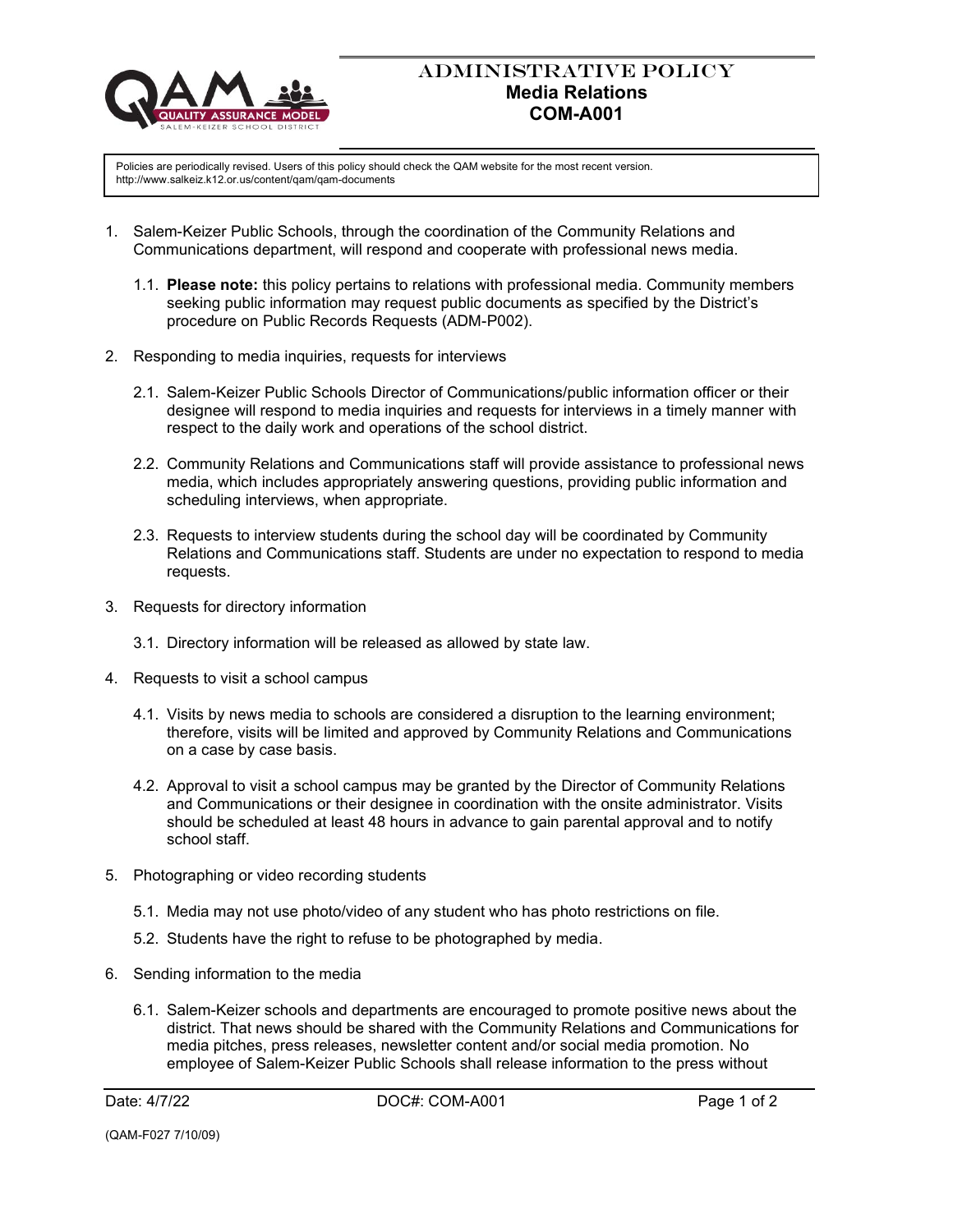# ADMINISTRATIVE POLICY

## Media Relations

## COM-A001

Policies are periodically revised. Users of this policy should check the QAM website for the most recent version. http://www.salkeiz.k12.or.us/content/qam/qam-documents

1. Salem-Keizer Public Schools, through the coordination of the Community Relations and Communications department, will respond and cooperate with professional news media.

   1.1. **Please note:** this policy pertains to relations with professional media. Community members seeking public information may request public documents as specified by the District's procedure on Public Records Requests (ADM-P002).

2. Responding to media inquiries, requests for interviews

   2.1. Salem-Keizer Public Schools Director of Communications/public information officer or their designee will respond to media inquiries and requests for interviews in a timely manner with respect to the daily work and operations of the school district.

   2.2. Community Relations and Communications staff will provide assistance to professional news media, which includes appropriately answering questions, providing public information and scheduling interviews, when appropriate.

   2.3. Requests to interview students during the school day will be coordinated by Community Relations and Communications staff. Students are under no expectation to respond to media requests.

3. Requests for directory information

   3.1. Directory information will be released as allowed by state law.

4. Requests to visit a school campus

   4.1. Visits by news media to schools are considered a disruption to the learning environment; therefore, visits will be limited and approved by Community Relations and Communications on a case by case basis.

   4.2. Approval to visit a school campus may be granted by the Director of Community Relations and Communications or their designee in coordination with the onsite administrator. Visits should be scheduled at least 48 hours in advance to gain parental approval and to notify school staff.

5. Photographing or video recording students

   5.1. Media may not use photo/video of any student who has photo restrictions on file.

   5.2. Students have the right to refuse to be photographed by media.

6. Sending information to the media

   6.1. Salem-Keizer schools and departments are encouraged to promote positive news about the district. That news should be shared with the Community Relations and Communications for media pitches, press releases, newsletter content and/or social media promotion. No employee of Salem-Keizer Public Schools shall release information to the press without

Date: 4/7/22 DOC#: COM-A001

(QAM-F027 7/10/09)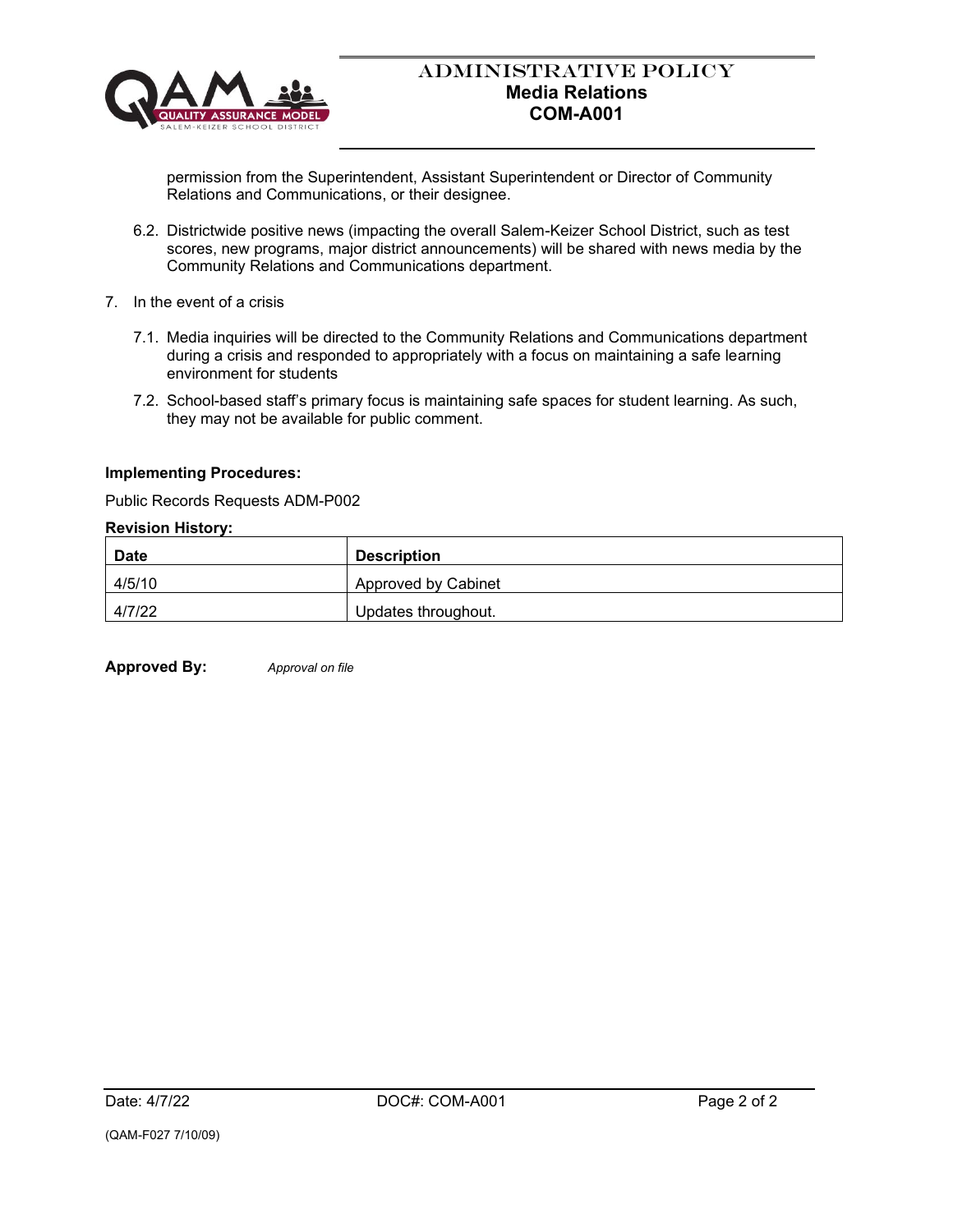permission from the Superintendent, Assistant Superintendent or Director of Community Relations and Communications, or their designee.

6.2. Districtwide positive news (impacting the overall Salem-Keizer School District, such as test scores, new programs, major district announcements) will be shared with news media by the Community Relations and Communications department.

7. In the event of a crisis

   7.1. Media inquiries will be directed to the Community Relations and Communications department during a crisis and responded to appropriately with a focus on maintaining a safe learning environment for students

   7.2. School-based staff's primary focus is maintaining safe spaces for student learning. As such, they may not be available for public comment.

**Implementing Procedures:**

Public Records Requests ADM-P002

**Revision History:**

| Date | Description |
|---|---|
| 4/5/10 | Approved by Cabinet |
| 4/7/22 | Updates throughout. |

**Approved By:** *Approval on file*

(QAM-F027 7/10/09)